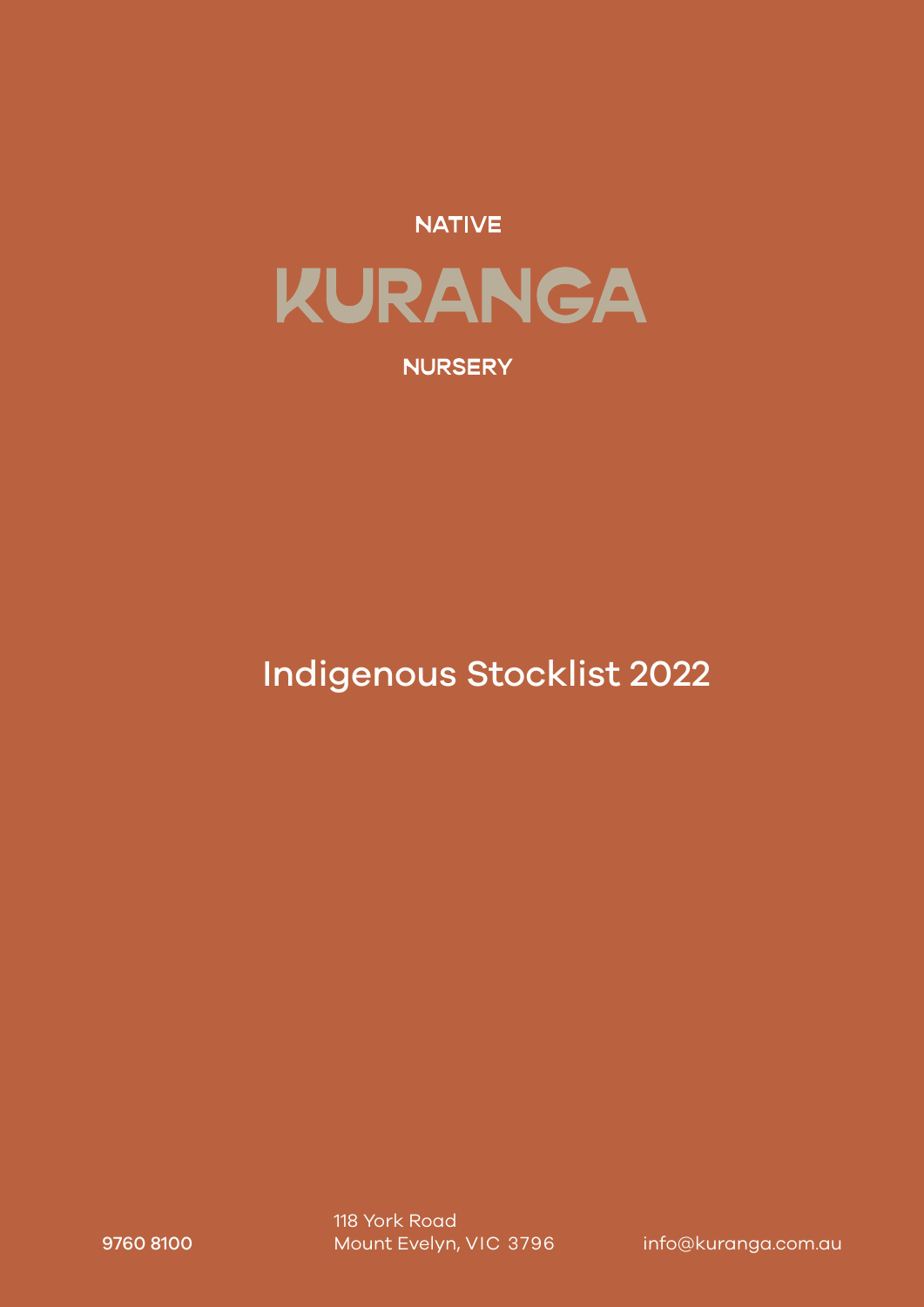NATIVE

# KURANGA

NURSERY

## Indigenous Stocklist 2022

9760 8100

118 York Road
Mount Evelyn, VIC 3796

info@kuranga.com.au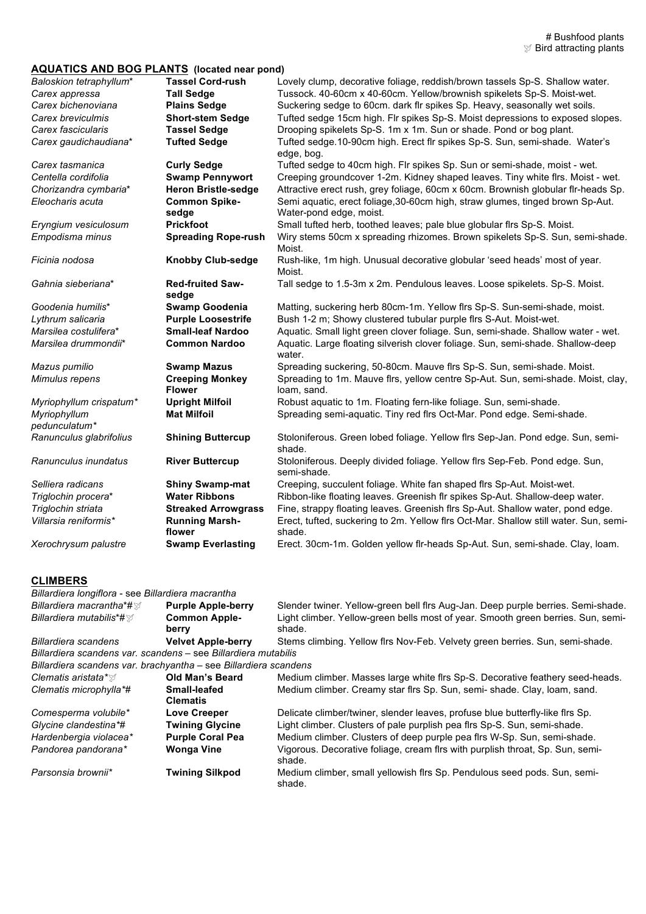\# Bushfood plants
🕊 Bird attracting plants

## AQUATICS AND BOG PLANTS (located near pond)

| | | |
|---|---|---|
| *Baloskion tetraphyllum** | **Tassel Cord-rush** | Lovely clump, decorative foliage, reddish/brown tassels Sp-S. Shallow water. |
| *Carex appressa* | **Tall Sedge** | Tussock. 40-60cm x 40-60cm. Yellow/brownish spikelets Sp-S. Moist-wet. |
| *Carex bichenoviana* | **Plains Sedge** | Suckering sedge to 60cm. dark flr spikes Sp. Heavy, seasonally wet soils. |
| *Carex breviculmis* | **Short-stem Sedge** | Tufted sedge 15cm high. Flr spikes Sp-S. Moist depressions to exposed slopes. |
| *Carex fascicularis* | **Tassel Sedge** | Drooping spikelets Sp-S. 1m x 1m. Sun or shade. Pond or bog plant. |
| *Carex gaudichaudiana** | **Tufted Sedge** | Tufted sedge.10-90cm high. Erect flr spikes Sp-S. Sun, semi-shade. Water's edge, bog. |
| *Carex tasmanica* | **Curly Sedge** | Tufted sedge to 40cm high. Flr spikes Sp. Sun or semi-shade, moist - wet. |
| *Centella cordifolia* | **Swamp Pennywort** | Creeping groundcover 1-2m. Kidney shaped leaves. Tiny white flrs. Moist - wet. |
| *Chorizandra cymbaria** | **Heron Bristle-sedge** | Attractive erect rush, grey foliage, 60cm x 60cm. Brownish globular flr-heads Sp. |
| *Eleocharis acuta* | **Common Spike-sedge** | Semi aquatic, erect foliage,30-60cm high, straw glumes, tinged brown Sp-Aut. Water-pond edge, moist. |
| *Eryngium vesiculosum* | **Prickfoot** | Small tufted herb, toothed leaves; pale blue globular flrs Sp-S. Moist. |
| *Empodisma minus* | **Spreading Rope-rush** | Wiry stems 50cm x spreading rhizomes. Brown spikelets Sp-S. Sun, semi-shade. Moist. |
| *Ficinia nodosa* | **Knobby Club-sedge** | Rush-like, 1m high. Unusual decorative globular 'seed heads' most of year. Moist. |
| *Gahnia sieberiana** | **Red-fruited Saw-sedge** | Tall sedge to 1.5-3m x 2m. Pendulous leaves. Loose spikelets. Sp-S. Moist. |
| *Goodenia humilis** | **Swamp Goodenia** | Matting, suckering herb 80cm-1m. Yellow flrs Sp-S. Sun-semi-shade, moist. |
| *Lythrum salicaria* | **Purple Loosestrife** | Bush 1-2 m; Showy clustered tubular purple flrs S-Aut. Moist-wet. |
| *Marsilea costulifera** | **Small-leaf Nardoo** | Aquatic. Small light green clover foliage. Sun, semi-shade. Shallow water - wet. |
| *Marsilea drummondii** | **Common Nardoo** | Aquatic. Large floating silverish clover foliage. Sun, semi-shade. Shallow-deep water. |
| *Mazus pumilio* | **Swamp Mazus** | Spreading suckering, 50-80cm. Mauve flrs Sp-S. Sun, semi-shade. Moist. |
| *Mimulus repens* | **Creeping Monkey Flower** | Spreading to 1m. Mauve flrs, yellow centre Sp-Aut. Sun, semi-shade. Moist, clay, loam, sand. |
| *Myriophyllum crispatum** | **Upright Milfoil** | Robust aquatic to 1m. Floating fern-like foliage. Sun, semi-shade. |
| *Myriophyllum pedunculatum** | **Mat Milfoil** | Spreading semi-aquatic. Tiny red flrs Oct-Mar. Pond edge. Semi-shade. |
| *Ranunculus glabrifolius* | **Shining Buttercup** | Stoloniferous. Green lobed foliage. Yellow flrs Sep-Jan. Pond edge. Sun, semi-shade. |
| *Ranunculus inundatus* | **River Buttercup** | Stoloniferous. Deeply divided foliage. Yellow flrs Sep-Feb. Pond edge. Sun, semi-shade. |
| *Selliera radicans* | **Shiny Swamp-mat** | Creeping, succulent foliage. White fan shaped flrs Sp-Aut. Moist-wet. |
| *Triglochin procera** | **Water Ribbons** | Ribbon-like floating leaves. Greenish flr spikes Sp-Aut. Shallow-deep water. |
| *Triglochin striata* | **Streaked Arrowgrass** | Fine, strappy floating leaves. Greenish flrs Sp-Aut. Shallow water, pond edge. |
| *Villarsia reniformis** | **Running Marsh-flower** | Erect, tufted, suckering to 2m. Yellow flrs Oct-Mar. Shallow still water. Sun, semi-shade. |
| *Xerochrysum palustre* | **Swamp Everlasting** | Erect. 30cm-1m. Golden yellow flr-heads Sp-Aut. Sun, semi-shade. Clay, loam. |

## CLIMBERS

| | | |
|---|---|---|
| *Billardiera longiflora* - see *Billardiera macrantha* | | |
| *Billardiera macrantha**#🕊 | **Purple Apple-berry** | Slender twiner. Yellow-green bell flrs Aug-Jan. Deep purple berries. Semi-shade. |
| *Billardiera mutabilis**#🕊 | **Common Apple-berry** | Light climber. Yellow-green bells most of year. Smooth green berries. Sun, semi-shade. |
| *Billardiera scandens* | **Velvet Apple-berry** | Stems climbing. Yellow flrs Nov-Feb. Velvety green berries. Sun, semi-shade. |
| *Billardiera scandens var. scandens* – see *Billardiera mutabilis* | | |
| *Billardiera scandens var. brachyantha* – see *Billardiera scandens* | | |
| *Clematis aristata**🕊 | **Old Man's Beard** | Medium climber. Masses large white flrs Sp-S. Decorative feathery seed-heads. |
| *Clematis microphylla**# | **Small-leafed Clematis** | Medium climber. Creamy star flrs Sp. Sun, semi- shade. Clay, loam, sand. |
| *Comesperma volubile** | **Love Creeper** | Delicate climber/twiner, slender leaves, profuse blue butterfly-like flrs Sp. |
| *Glycine clandestina**# | **Twining Glycine** | Light climber. Clusters of pale purplish pea flrs Sp-S. Sun, semi-shade. |
| *Hardenbergia violacea** | **Purple Coral Pea** | Medium climber. Clusters of deep purple pea flrs W-Sp. Sun, semi-shade. |
| *Pandorea pandorana** | **Wonga Vine** | Vigorous. Decorative foliage, cream flrs with purplish throat, Sp. Sun, semi-shade. |
| *Parsonsia brownii** | **Twining Silkpod** | Medium climber, small yellowish flrs Sp. Pendulous seed pods. Sun, semi-shade. |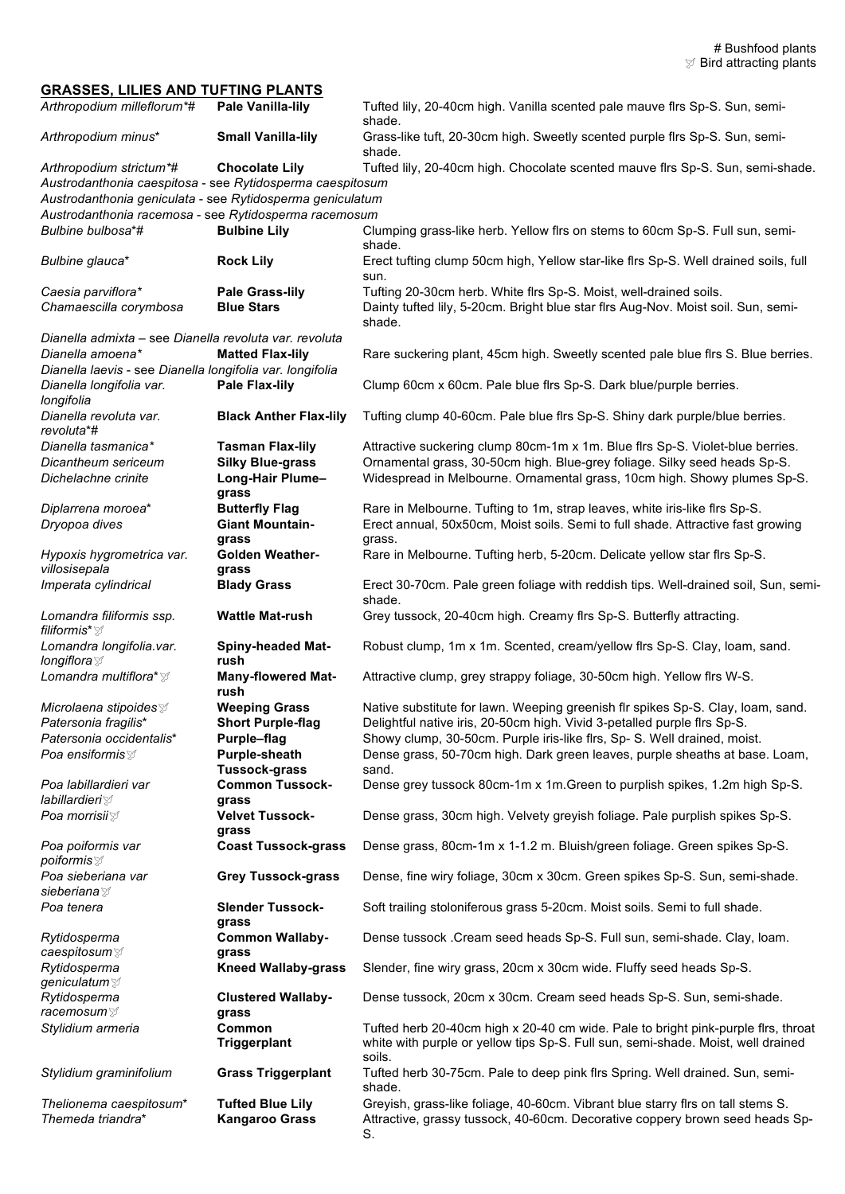# Bushfood plants
🕊 Bird attracting plants

## GRASSES, LILIES AND TUFTING PLANTS

| Botanical name | Common name | Description |
|---|---|---|
| *Arthropodium milleflorum*\*# | **Pale Vanilla-lily** | Tufted lily, 20-40cm high. Vanilla scented pale mauve flrs Sp-S. Sun, semi-shade. |
| *Arthropodium minus*\* | **Small Vanilla-lily** | Grass-like tuft, 20-30cm high. Sweetly scented purple flrs Sp-S. Sun, semi-shade. |
| *Arthropodium strictum*\*# | **Chocolate Lily** | Tufted lily, 20-40cm high. Chocolate scented mauve flrs Sp-S. Sun, semi-shade. |
| *Austrodanthonia caespitosa* - see *Rytidosperma caespitosum* | | |
| *Austrodanthonia geniculata* - see *Rytidosperma geniculatum* | | |
| *Austrodanthonia racemosa* - see *Rytidosperma racemosum* | | |
| *Bulbine bulbosa*\*# | **Bulbine Lily** | Clumping grass-like herb. Yellow flrs on stems to 60cm Sp-S. Full sun, semi-shade. |
| *Bulbine glauca*\* | **Rock Lily** | Erect tufting clump 50cm high, Yellow star-like flrs Sp-S. Well drained soils, full sun. |
| *Caesia parviflora*\* | **Pale Grass-lily** | Tufting 20-30cm herb. White flrs Sp-S. Moist, well-drained soils. |
| *Chamaescilla corymbosa* | **Blue Stars** | Dainty tufted lily, 5-20cm. Bright blue star flrs Aug-Nov. Moist soil. Sun, semi-shade. |
| *Dianella admixta* – see *Dianella revoluta var. revoluta* | | |
| *Dianella amoena*\* | **Matted Flax-lily** | Rare suckering plant, 45cm high. Sweetly scented pale blue flrs S. Blue berries. |
| *Dianella laevis* - see *Dianella longifolia var. longifolia* | | |
| *Dianella longifolia var. longifolia* | **Pale Flax-lily** | Clump 60cm x 60cm. Pale blue flrs Sp-S. Dark blue/purple berries. |
| *Dianella revoluta var. revoluta*\*# | **Black Anther Flax-lily** | Tufting clump 40-60cm. Pale blue flrs Sp-S. Shiny dark purple/blue berries. |
| *Dianella tasmanica*\* | **Tasman Flax-lily** | Attractive suckering clump 80cm-1m x 1m. Blue flrs Sp-S. Violet-blue berries. |
| *Dicantheum sericeum* | **Silky Blue-grass** | Ornamental grass, 30-50cm high. Blue-grey foliage. Silky seed heads Sp-S. |
| *Dichelachne crinite* | **Long-Hair Plume–grass** | Widespread in Melbourne. Ornamental grass, 10cm high. Showy plumes Sp-S. |
| *Diplarrena moroea*\* | **Butterfly Flag** | Rare in Melbourne. Tufting to 1m, strap leaves, white iris-like flrs Sp-S. |
| *Dryopoa dives* | **Giant Mountain-grass** | Erect annual, 50x50cm, Moist soils. Semi to full shade. Attractive fast growing grass. |
| *Hypoxis hygrometrica var. villosisepala* | **Golden Weather-grass** | Rare in Melbourne. Tufting herb, 5-20cm. Delicate yellow star flrs Sp-S. |
| *Imperata cylindrical* | **Blady Grass** | Erect 30-70cm. Pale green foliage with reddish tips. Well-drained soil, Sun, semi-shade. |
| *Lomandra filiformis ssp. filiformis*\*🕊 | **Wattle Mat-rush** | Grey tussock, 20-40cm high. Creamy flrs Sp-S. Butterfly attracting. |
| *Lomandra longifolia.var. longiflora*🕊 | **Spiny-headed Mat-rush** | Robust clump, 1m x 1m. Scented, cream/yellow flrs Sp-S. Clay, loam, sand. |
| *Lomandra multiflora*\*🕊 | **Many-flowered Mat-rush** | Attractive clump, grey strappy foliage, 30-50cm high. Yellow flrs W-S. |
| *Microlaena stipoides*🕊 | **Weeping Grass** | Native substitute for lawn. Weeping greenish flr spikes Sp-S. Clay, loam, sand. |
| *Patersonia fragilis*\* | **Short Purple-flag** | Delightful native iris, 20-50cm high. Vivid 3-petalled purple flrs Sp-S. |
| *Patersonia occidentalis*\* | **Purple–flag** | Showy clump, 30-50cm. Purple iris-like flrs, Sp- S. Well drained, moist. |
| *Poa ensiformis*🕊 | **Purple-sheath Tussock-grass** | Dense grass, 50-70cm high. Dark green leaves, purple sheaths at base. Loam, sand. |
| *Poa labillardieri var labillardieri*🕊 | **Common Tussock-grass** | Dense grey tussock 80cm-1m x 1m.Green to purplish spikes, 1.2m high Sp-S. |
| *Poa morrisii*🕊 | **Velvet Tussock-grass** | Dense grass, 30cm high. Velvety greyish foliage. Pale purplish spikes Sp-S. |
| *Poa poiformis var poiformis*🕊 | **Coast Tussock-grass** | Dense grass, 80cm-1m x 1-1.2 m. Bluish/green foliage. Green spikes Sp-S. |
| *Poa sieberiana var sieberiana*🕊 | **Grey Tussock-grass** | Dense, fine wiry foliage, 30cm x 30cm. Green spikes Sp-S. Sun, semi-shade. |
| *Poa tenera* | **Slender Tussock-grass** | Soft trailing stoloniferous grass 5-20cm. Moist soils. Semi to full shade. |
| *Rytidosperma caespitosum*🕊 | **Common Wallaby-grass** | Dense tussock .Cream seed heads Sp-S. Full sun, semi-shade. Clay, loam. |
| *Rytidosperma geniculatum*🕊 | **Kneed Wallaby-grass** | Slender, fine wiry grass, 20cm x 30cm wide. Fluffy seed heads Sp-S. |
| *Rytidosperma racemosum*🕊 | **Clustered Wallaby-grass** | Dense tussock, 20cm x 30cm. Cream seed heads Sp-S. Sun, semi-shade. |
| *Stylidium armeria* | **Common Triggerplant** | Tufted herb 20-40cm high x 20-40 cm wide. Pale to bright pink-purple flrs, throat white with purple or yellow tips Sp-S. Full sun, semi-shade. Moist, well drained soils. |
| *Stylidium graminifolium* | **Grass Triggerplant** | Tufted herb 30-75cm. Pale to deep pink flrs Spring. Well drained. Sun, semi-shade. |
| *Thelionema caespitosum*\* | **Tufted Blue Lily** | Greyish, grass-like foliage, 40-60cm. Vibrant blue starry flrs on tall stems S. |
| *Themeda triandra*\* | **Kangaroo Grass** | Attractive, grassy tussock, 40-60cm. Decorative coppery brown seed heads Sp-S. |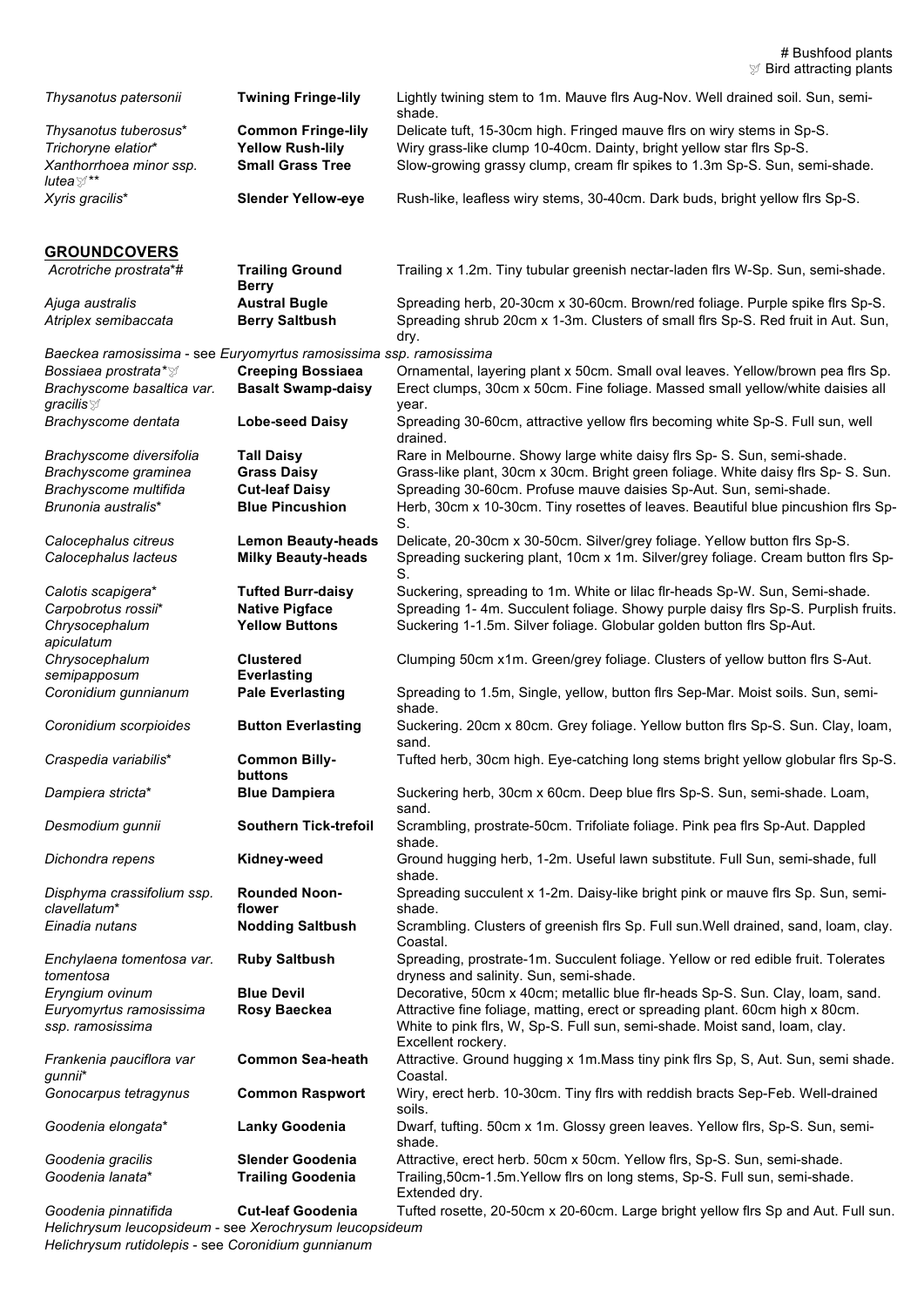# Bushfood plants
🕊 Bird attracting plants

| | | |
|---|---|---|
| *Thysanotus patersonii* | **Twining Fringe-lily** | Lightly twining stem to 1m. Mauve flrs Aug-Nov. Well drained soil. Sun, semi-shade. |
| *Thysanotus tuberosus** | **Common Fringe-lily** | Delicate tuft, 15-30cm high. Fringed mauve flrs on wiry stems in Sp-S. |
| *Trichoryne elatior** | **Yellow Rush-lily** | Wiry grass-like clump 10-40cm. Dainty, bright yellow star flrs Sp-S. |
| *Xanthorrhoea minor ssp. lutea*🕊** | **Small Grass Tree** | Slow-growing grassy clump, cream flr spikes to 1.3m Sp-S. Sun, semi-shade. |
| *Xyris gracilis** | **Slender Yellow-eye** | Rush-like, leafless wiry stems, 30-40cm. Dark buds, bright yellow flrs Sp-S. |

## GROUNDCOVERS

| | | |
|---|---|---|
| *Acrotriche prostrata**# | **Trailing Ground Berry** | Trailing x 1.2m. Tiny tubular greenish nectar-laden flrs W-Sp. Sun, semi-shade. |
| *Ajuga australis* | **Austral Bugle** | Spreading herb, 20-30cm x 30-60cm. Brown/red foliage. Purple spike flrs Sp-S. |
| *Atriplex semibaccata* | **Berry Saltbush** | Spreading shrub 20cm x 1-3m. Clusters of small flrs Sp-S. Red fruit in Aut. Sun, dry. |
| *Baeckea ramosissima* - see *Euryomyrtus ramosissima ssp. ramosissima* | | |
| *Bossiaea prostrata**🕊 | **Creeping Bossiaea** | Ornamental, layering plant x 50cm. Small oval leaves. Yellow/brown pea flrs Sp. |
| *Brachyscome basaltica var. gracilis*🕊 | **Basalt Swamp-daisy** | Erect clumps, 30cm x 50cm. Fine foliage. Massed small yellow/white daisies all year. |
| *Brachyscome dentata* | **Lobe-seed Daisy** | Spreading 30-60cm, attractive yellow flrs becoming white Sp-S. Full sun, well drained. |
| *Brachyscome diversifolia* | **Tall Daisy** | Rare in Melbourne. Showy large white daisy flrs Sp- S. Sun, semi-shade. |
| *Brachyscome graminea* | **Grass Daisy** | Grass-like plant, 30cm x 30cm. Bright green foliage. White daisy flrs Sp- S. Sun. |
| *Brachyscome multifida* | **Cut-leaf Daisy** | Spreading 30-60cm. Profuse mauve daisies Sp-Aut. Sun, semi-shade. |
| *Brunonia australis** | **Blue Pincushion** | Herb, 30cm x 10-30cm. Tiny rosettes of leaves. Beautiful blue pincushion flrs Sp-S. |
| *Calocephalus citreus* | **Lemon Beauty-heads** | Delicate, 20-30cm x 30-50cm. Silver/grey foliage. Yellow button flrs Sp-S. |
| *Calocephalus lacteus* | **Milky Beauty-heads** | Spreading suckering plant, 10cm x 1m. Silver/grey foliage. Cream button flrs Sp-S. |
| *Calotis scapigera** | **Tufted Burr-daisy** | Suckering, spreading to 1m. White or lilac flr-heads Sp-W. Sun, Semi-shade. |
| *Carpobrotus rossii** | **Native Pigface** | Spreading 1- 4m. Succulent foliage. Showy purple daisy flrs Sp-S. Purplish fruits. |
| *Chrysocephalum apiculatum* | **Yellow Buttons** | Suckering 1-1.5m. Silver foliage. Globular golden button flrs Sp-Aut. |
| *Chrysocephalum semipapposum* | **Clustered Everlasting** | Clumping 50cm x1m. Green/grey foliage. Clusters of yellow button flrs S-Aut. |
| *Coronidium gunnianum* | **Pale Everlasting** | Spreading to 1.5m, Single, yellow, button flrs Sep-Mar. Moist soils. Sun, semi-shade. |
| *Coronidium scorpioides* | **Button Everlasting** | Suckering. 20cm x 80cm. Grey foliage. Yellow button flrs Sp-S. Sun. Clay, loam, sand. |
| *Craspedia variabilis** | **Common Billy-buttons** | Tufted herb, 30cm high. Eye-catching long stems bright yellow globular flrs Sp-S. |
| *Dampiera stricta** | **Blue Dampiera** | Suckering herb, 30cm x 60cm. Deep blue flrs Sp-S. Sun, semi-shade. Loam, sand. |
| *Desmodium gunnii* | **Southern Tick-trefoil** | Scrambling, prostrate-50cm. Trifoliate foliage. Pink pea flrs Sp-Aut. Dappled shade. |
| *Dichondra repens* | **Kidney-weed** | Ground hugging herb, 1-2m. Useful lawn substitute. Full Sun, semi-shade, full shade. |
| *Disphyma crassifolium ssp. clavellatum** | **Rounded Noon-flower** | Spreading succulent x 1-2m. Daisy-like bright pink or mauve flrs Sp. Sun, semi-shade. |
| *Einadia nutans* | **Nodding Saltbush** | Scrambling. Clusters of greenish flrs Sp. Full sun.Well drained, sand, loam, clay. Coastal. |
| *Enchylaena tomentosa var. tomentosa* | **Ruby Saltbush** | Spreading, prostrate-1m. Succulent foliage. Yellow or red edible fruit. Tolerates dryness and salinity. Sun, semi-shade. |
| *Eryngium ovinum* | **Blue Devil** | Decorative, 50cm x 40cm; metallic blue flr-heads Sp-S. Sun. Clay, loam, sand. |
| *Euryomyrtus ramosissima ssp. ramosissima* | **Rosy Baeckea** | Attractive fine foliage, matting, erect or spreading plant. 60cm high x 80cm. White to pink flrs, W, Sp-S. Full sun, semi-shade. Moist sand, loam, clay. Excellent rockery. |
| *Frankenia pauciflora var gunnii** | **Common Sea-heath** | Attractive. Ground hugging x 1m.Mass tiny pink flrs Sp, S, Aut. Sun, semi shade. Coastal. |
| *Gonocarpus tetragynus* | **Common Raspwort** | Wiry, erect herb. 10-30cm. Tiny flrs with reddish bracts Sep-Feb. Well-drained soils. |
| *Goodenia elongata** | **Lanky Goodenia** | Dwarf, tufting. 50cm x 1m. Glossy green leaves. Yellow flrs, Sp-S. Sun, semi-shade. |
| *Goodenia gracilis* | **Slender Goodenia** | Attractive, erect herb. 50cm x 50cm. Yellow flrs, Sp-S. Sun, semi-shade. |
| *Goodenia lanata** | **Trailing Goodenia** | Trailing,50cm-1.5m.Yellow flrs on long stems, Sp-S. Full sun, semi-shade. Extended dry. |
| *Goodenia pinnatifida* | **Cut-leaf Goodenia** | Tufted rosette, 20-50cm x 20-60cm. Large bright yellow flrs Sp and Aut. Full sun. |
| *Helichrysum leucopsideum* - see *Xerochrysum leucopsideum* | | |
| *Helichrysum rutidolepis* - see *Coronidium gunnianum* | | |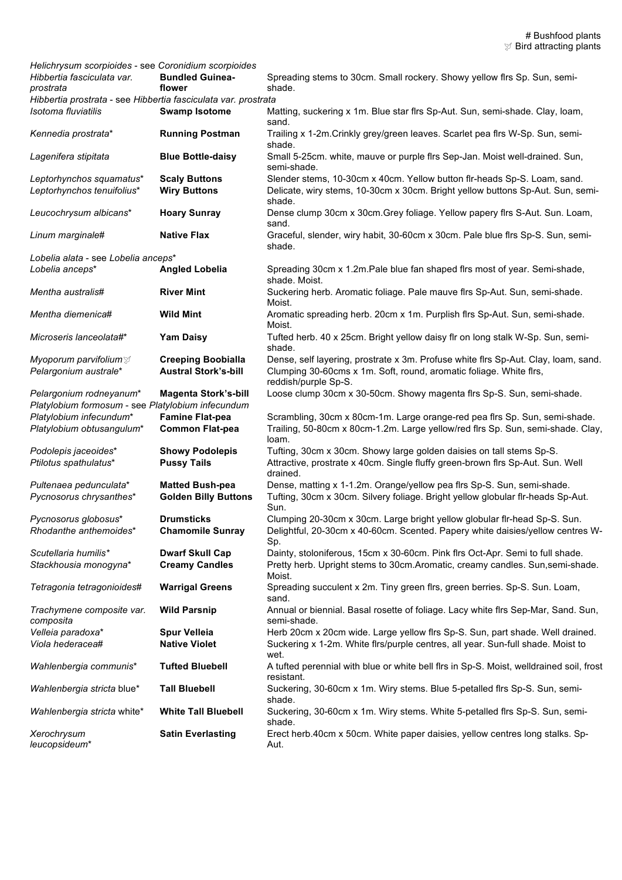| Botanical name | Common name | Description |
|---|---|---|
| *Helichrysum scorpioides* - see *Coronidium scorpioides* | | |
| *Hibbertia fasciculata var. prostrata* | **Bundled Guinea-flower** | Spreading stems to 30cm. Small rockery. Showy yellow flrs Sp. Sun, semi-shade. |
| *Hibbertia prostrata* - see *Hibbertia fasciculata var. prostrata* | | |
| *Isotoma fluviatilis* | **Swamp Isotome** | Matting, suckering x 1m. Blue star flrs Sp-Aut. Sun, semi-shade. Clay, loam, sand. |
| *Kennedia prostrata** | **Running Postman** | Trailing x 1-2m.Crinkly grey/green leaves. Scarlet pea flrs W-Sp. Sun, semi-shade. |
| *Lagenifera stipitata* | **Blue Bottle-daisy** | Small 5-25cm. white, mauve or purple flrs Sep-Jan. Moist well-drained. Sun, semi-shade. |
| *Leptorhynchos squamatus** | **Scaly Buttons** | Slender stems, 10-30cm x 40cm. Yellow button flr-heads Sp-S. Loam, sand. |
| *Leptorhynchos tenuifolius** | **Wiry Buttons** | Delicate, wiry stems, 10-30cm x 30cm. Bright yellow buttons Sp-Aut. Sun, semi-shade. |
| *Leucochrysum albicans** | **Hoary Sunray** | Dense clump 30cm x 30cm.Grey foliage. Yellow papery flrs S-Aut. Sun. Loam, sand. |
| *Linum marginale#* | **Native Flax** | Graceful, slender, wiry habit, 30-60cm x 30cm. Pale blue flrs Sp-S. Sun, semi-shade. |
| *Lobelia alata* - see *Lobelia anceps** | | |
| *Lobelia anceps** | **Angled Lobelia** | Spreading 30cm x 1.2m.Pale blue fan shaped flrs most of year. Semi-shade, shade. Moist. |
| *Mentha australis#* | **River Mint** | Suckering herb. Aromatic foliage. Pale mauve flrs Sp-Aut. Sun, semi-shade. Moist. |
| *Mentha diemenica#* | **Wild Mint** | Aromatic spreading herb. 20cm x 1m. Purplish flrs Sp-Aut. Sun, semi-shade. Moist. |
| *Microseris lanceolata#** | **Yam Daisy** | Tufted herb. 40 x 25cm. Bright yellow daisy flr on long stalk W-Sp. Sun, semi-shade. |
| *Myoporum parvifolium* 🕊 | **Creeping Boobialla** | Dense, self layering, prostrate x 3m. Profuse white flrs Sp-Aut. Clay, loam, sand. |
| *Pelargonium australe** | **Austral Stork's-bill** | Clumping 30-60cms x 1m. Soft, round, aromatic foliage. White flrs, reddish/purple Sp-S. |
| *Pelargonium rodneyanum** | **Magenta Stork's-bill** | Loose clump 30cm x 30-50cm. Showy magenta flrs Sp-S. Sun, semi-shade. |
| *Platylobium formosum* - see *Platylobium infecundum* | | |
| *Platylobium infecundum** | **Famine Flat-pea** | Scrambling, 30cm x 80cm-1m. Large orange-red pea flrs Sp. Sun, semi-shade. |
| *Platylobium obtusangulum** | **Common Flat-pea** | Trailing, 50-80cm x 80cm-1.2m. Large yellow/red flrs Sp. Sun, semi-shade. Clay, loam. |
| *Podolepis jaceoides** | **Showy Podolepis** | Tufting, 30cm x 30cm. Showy large golden daisies on tall stems Sp-S. |
| *Ptilotus spathulatus** | **Pussy Tails** | Attractive, prostrate x 40cm. Single fluffy green-brown flrs Sp-Aut. Sun. Well drained. |
| *Pultenaea pedunculata** | **Matted Bush-pea** | Dense, matting x 1-1.2m. Orange/yellow pea flrs Sp-S. Sun, semi-shade. |
| *Pycnosorus chrysanthes** | **Golden Billy Buttons** | Tufting, 30cm x 30cm. Silvery foliage. Bright yellow globular flr-heads Sp-Aut. Sun. |
| *Pycnosorus globosus** | **Drumsticks** | Clumping 20-30cm x 30cm. Large bright yellow globular flr-head Sp-S. Sun. |
| *Rhodanthe anthemoides** | **Chamomile Sunray** | Delightful, 20-30cm x 40-60cm. Scented. Papery white daisies/yellow centres W-Sp. |
| *Scutellaria humilis** | **Dwarf Skull Cap** | Dainty, stoloniferous, 15cm x 30-60cm. Pink flrs Oct-Apr. Semi to full shade. |
| *Stackhousia monogyna** | **Creamy Candles** | Pretty herb. Upright stems to 30cm.Aromatic, creamy candles. Sun,semi-shade. Moist. |
| *Tetragonia tetragonioides#* | **Warrigal Greens** | Spreading succulent x 2m. Tiny green flrs, green berries. Sp-S. Sun. Loam, sand. |
| *Trachymene composite var. composita* | **Wild Parsnip** | Annual or biennial. Basal rosette of foliage. Lacy white flrs Sep-Mar, Sand. Sun, semi-shade. |
| *Velleia paradoxa** | **Spur Velleia** | Herb 20cm x 20cm wide. Large yellow flrs Sp-S. Sun, part shade. Well drained. |
| *Viola hederacea#* | **Native Violet** | Suckering x 1-2m. White flrs/purple centres, all year. Sun-full shade. Moist to wet. |
| *Wahlenbergia communis** | **Tufted Bluebell** | A tufted perennial with blue or white bell flrs in Sp-S. Moist, welldrained soil, frost resistant. |
| *Wahlenbergia stricta* blue* | **Tall Bluebell** | Suckering, 30-60cm x 1m. Wiry stems. Blue 5-petalled flrs Sp-S. Sun, semi-shade. |
| *Wahlenbergia stricta* white* | **White Tall Bluebell** | Suckering, 30-60cm x 1m. Wiry stems. White 5-petalled flrs Sp-S. Sun, semi-shade. |
| *Xerochrysum leucopsideum** | **Satin Everlasting** | Erect herb.40cm x 50cm. White paper daisies, yellow centres long stalks. Sp-Aut. |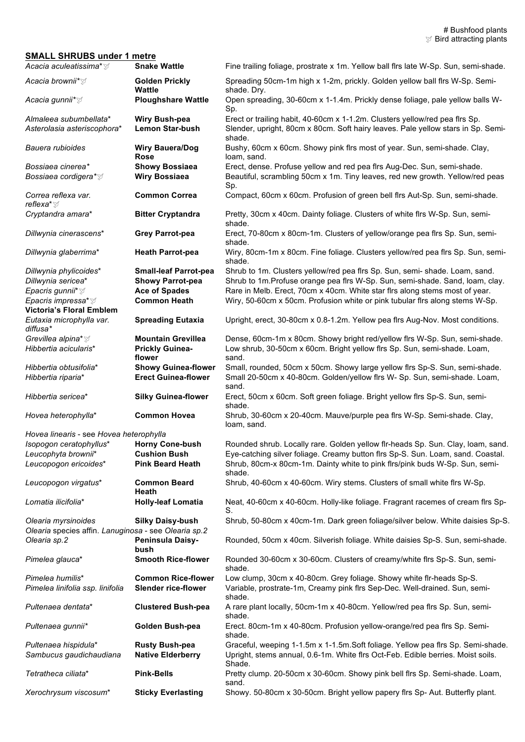# Bushfood plants
🕊 Bird attracting plants

## SMALL SHRUBS under 1 metre

| | | |
|---|---|---|
| *Acacia aculeatissima*\*🕊 | **Snake Wattle** | Fine trailing foliage, prostrate x 1m. Yellow ball flrs late W-Sp. Sun, semi-shade. |
| *Acacia brownii*\*🕊 | **Golden Prickly Wattle** | Spreading 50cm-1m high x 1-2m, prickly. Golden yellow ball flrs W-Sp. Semi-shade. Dry. |
| *Acacia gunnii*\*🕊 | **Ploughshare Wattle** | Open spreading, 30-60cm x 1-1.4m. Prickly dense foliage, pale yellow balls W-Sp. |
| *Almaleea subumbellata*\* | **Wiry Bush-pea** | Erect or trailing habit, 40-60cm x 1-1.2m. Clusters yellow/red pea flrs Sp. |
| *Asterolasia asteriscophora*\* | **Lemon Star-bush** | Slender, upright, 80cm x 80cm. Soft hairy leaves. Pale yellow stars in Sp. Semi-shade. |
| *Bauera rubioides* | **Wiry Bauera/Dog Rose** | Bushy, 60cm x 60cm. Showy pink flrs most of year. Sun, semi-shade. Clay, loam, sand. |
| *Bossiaea cinerea*\* | **Showy Bossiaea** | Erect, dense. Profuse yellow and red pea flrs Aug-Dec. Sun, semi-shade. |
| *Bossiaea cordigera*\*🕊 | **Wiry Bossiaea** | Beautiful, scrambling 50cm x 1m. Tiny leaves, red new growth. Yellow/red peas Sp. |
| *Correa reflexa var. reflexa*\*🕊 | **Common Correa** | Compact, 60cm x 60cm. Profusion of green bell flrs Aut-Sp. Sun, semi-shade. |
| *Cryptandra amara*\* | **Bitter Cryptandra** | Pretty, 30cm x 40cm. Dainty foliage. Clusters of white flrs W-Sp. Sun, semi-shade. |
| *Dillwynia cinerascens*\* | **Grey Parrot-pea** | Erect, 70-80cm x 80cm-1m. Clusters of yellow/orange pea flrs Sp. Sun, semi-shade. |
| *Dillwynia glaberrima*\* | **Heath Parrot-pea** | Wiry, 80cm-1m x 80cm. Fine foliage. Clusters yellow/red pea flrs Sp. Sun, semi-shade. |
| *Dillwynia phylicoides*\* | **Small-leaf Parrot-pea** | Shrub to 1m. Clusters yellow/red pea flrs Sp. Sun, semi- shade. Loam, sand. |
| *Dillwynia sericea*\* | **Showy Parrot-pea** | Shrub to 1m.Profuse orange pea flrs W-Sp. Sun, semi-shade. Sand, loam, clay. |
| *Epacris gunnii*\*🕊 | **Ace of Spades** | Rare in Melb. Erect, 70cm x 40cm. White star flrs along stems most of year. |
| *Epacris impressa*\*🕊 **Victoria's Floral Emblem** | **Common Heath** | Wiry, 50-60cm x 50cm. Profusion white or pink tubular flrs along stems W-Sp. |
| *Eutaxia microphylla var. diffusa*\* | **Spreading Eutaxia** | Upright, erect, 30-80cm x 0.8-1.2m. Yellow pea flrs Aug-Nov. Most conditions. |
| *Grevillea alpina*\*🕊 | **Mountain Grevillea** | Dense, 60cm-1m x 80cm. Showy bright red/yellow flrs W-Sp. Sun, semi-shade. |
| *Hibbertia acicularis*\* | **Prickly Guinea-flower** | Low shrub, 30-50cm x 60cm. Bright yellow flrs Sp. Sun, semi-shade. Loam, sand. |
| *Hibbertia obtusifolia*\* | **Showy Guinea-flower** | Small, rounded, 50cm x 50cm. Showy large yellow flrs Sp-S. Sun, semi-shade. |
| *Hibbertia riparia*\* | **Erect Guinea-flower** | Small 20-50cm x 40-80cm. Golden/yellow flrs W- Sp. Sun, semi-shade. Loam, sand. |
| *Hibbertia sericea*\* | **Silky Guinea-flower** | Erect, 50cm x 60cm. Soft green foliage. Bright yellow flrs Sp-S. Sun, semi-shade. |
| *Hovea heterophylla*\* | **Common Hovea** | Shrub, 30-60cm x 20-40cm. Mauve/purple pea flrs W-Sp. Semi-shade. Clay, loam, sand. |
| *Hovea linearis* - see *Hovea heterophylla* | | |
| *Isopogon ceratophyllus*\* | **Horny Cone-bush** | Rounded shrub. Locally rare. Golden yellow flr-heads Sp. Sun. Clay, loam, sand. |
| *Leucophyta brownii*\* | **Cushion Bush** | Eye-catching silver foliage. Creamy button flrs Sp-S. Sun. Loam, sand. Coastal. |
| *Leucopogon ericoides*\* | **Pink Beard Heath** | Shrub, 80cm-x 80cm-1m. Dainty white to pink flrs/pink buds W-Sp. Sun, semi-shade. |
| *Leucopogon virgatus*\* | **Common Beard Heath** | Shrub, 40-60cm x 40-60cm. Wiry stems. Clusters of small white flrs W-Sp. |
| *Lomatia ilicifolia*\* | **Holly-leaf Lomatia** | Neat, 40-60cm x 40-60cm. Holly-like foliage. Fragrant racemes of cream flrs Sp-S. |
| *Olearia myrsinoides* | **Silky Daisy-bush** | Shrub, 50-80cm x 40cm-1m. Dark green foliage/silver below. White daisies Sp-S. |
| *Olearia* species affin. *Lanuginosa* - see *Olearia sp.2* | | |
| *Olearia sp.2* | **Peninsula Daisy-bush** | Rounded, 50cm x 40cm. Silverish foliage. White daisies Sp-S. Sun, semi-shade. |
| *Pimelea glauca*\* | **Smooth Rice-flower** | Rounded 30-60cm x 30-60cm. Clusters of creamy/white flrs Sp-S. Sun, semi-shade. |
| *Pimelea humilis*\* | **Common Rice-flower** | Low clump, 30cm x 40-80cm. Grey foliage. Showy white flr-heads Sp-S. |
| *Pimelea linifolia ssp. linifolia* | **Slender rice-flower** | Variable, prostrate-1m, Creamy pink flrs Sep-Dec. Well-drained. Sun, semi-shade. |
| *Pultenaea dentata*\* | **Clustered Bush-pea** | A rare plant locally, 50cm-1m x 40-80cm. Yellow/red pea flrs Sp. Sun, semi-shade. |
| *Pultenaea gunnii*\* | **Golden Bush-pea** | Erect. 80cm-1m x 40-80cm. Profusion yellow-orange/red pea flrs Sp. Semi-shade. |
| *Pultenaea hispidula*\* | **Rusty Bush-pea** | Graceful, weeping 1-1.5m x 1-1.5m.Soft foliage. Yellow pea flrs Sp. Semi-shade. |
| *Sambucus gaudichaudiana* | **Native Elderberry** | Upright, stems annual, 0.6-1m. White flrs Oct-Feb. Edible berries. Moist soils. Shade. |
| *Tetratheca ciliata*\* | **Pink-Bells** | Pretty clump. 20-50cm x 30-60cm. Showy pink bell flrs Sp. Semi-shade. Loam, sand. |
| *Xerochrysum viscosum*\* | **Sticky Everlasting** | Showy. 50-80cm x 30-50cm. Bright yellow papery flrs Sp- Aut. Butterfly plant. |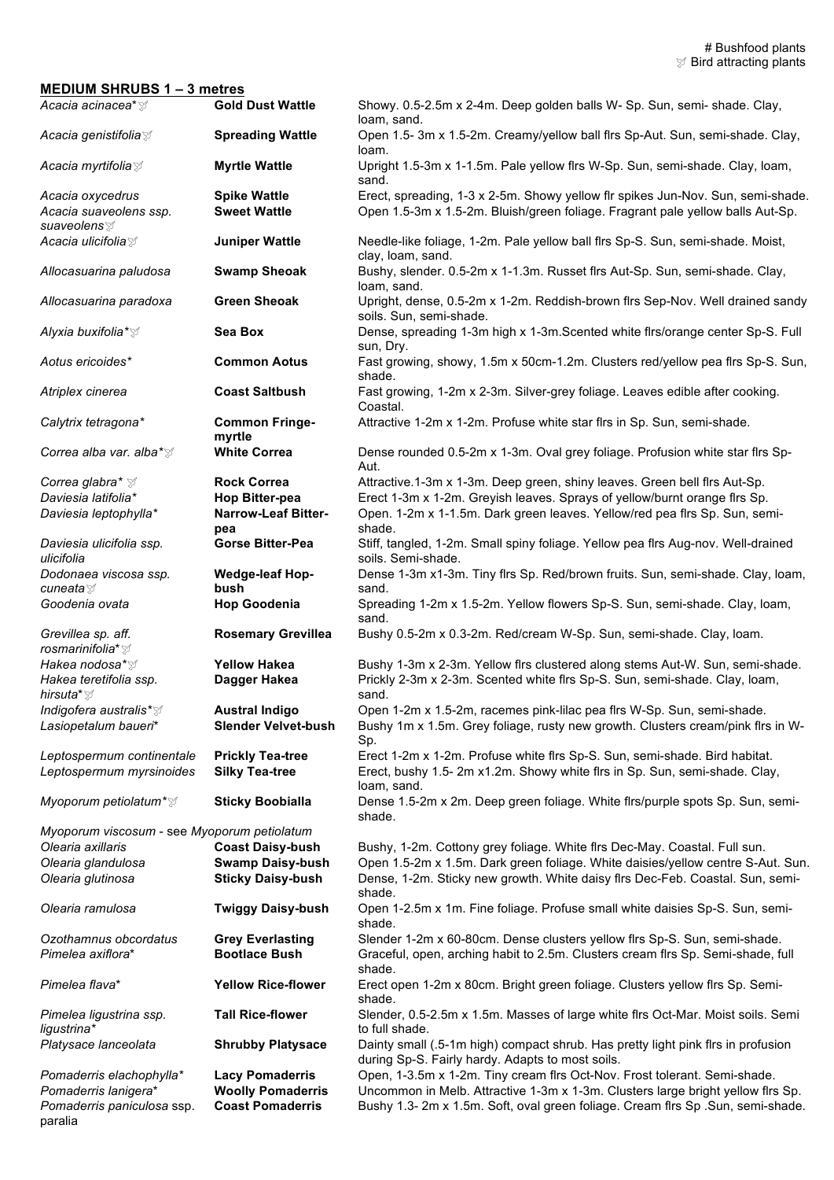# Bushfood plants
🕊 Bird attracting plants

## MEDIUM SHRUBS 1 – 3 metres

| | | |
|---|---|---|
| *Acacia acinacea*\*🕊 | **Gold Dust Wattle** | Showy. 0.5-2.5m x 2-4m. Deep golden balls W- Sp. Sun, semi- shade. Clay, loam, sand. |
| *Acacia genistifolia*🕊 | **Spreading Wattle** | Open 1.5- 3m x 1.5-2m. Creamy/yellow ball flrs Sp-Aut. Sun, semi-shade. Clay, loam. |
| *Acacia myrtifolia*🕊 | **Myrtle Wattle** | Upright 1.5-3m x 1-1.5m. Pale yellow flrs W-Sp. Sun, semi-shade. Clay, loam, sand. |
| *Acacia oxycedrus* | **Spike Wattle** | Erect, spreading, 1-3 x 2-5m. Showy yellow flr spikes Jun-Nov. Sun, semi-shade. |
| *Acacia suaveolens ssp. suaveolens*🕊 | **Sweet Wattle** | Open 1.5-3m x 1.5-2m. Bluish/green foliage. Fragrant pale yellow balls Aut-Sp. |
| *Acacia ulicifolia*🕊 | **Juniper Wattle** | Needle-like foliage, 1-2m. Pale yellow ball flrs Sp-S. Sun, semi-shade. Moist, clay, loam, sand. |
| *Allocasuarina paludosa* | **Swamp Sheoak** | Bushy, slender. 0.5-2m x 1-1.3m. Russet flrs Aut-Sp. Sun, semi-shade. Clay, loam, sand. |
| *Allocasuarina paradoxa* | **Green Sheoak** | Upright, dense, 0.5-2m x 1-2m. Reddish-brown flrs Sep-Nov. Well drained sandy soils. Sun, semi-shade. |
| *Alyxia buxifolia*\*🕊 | **Sea Box** | Dense, spreading 1-3m high x 1-3m.Scented white flrs/orange center Sp-S. Full sun, Dry. |
| *Aotus ericoides*\* | **Common Aotus** | Fast growing, showy, 1.5m x 50cm-1.2m. Clusters red/yellow pea flrs Sp-S. Sun, shade. |
| *Atriplex cinerea* | **Coast Saltbush** | Fast growing, 1-2m x 2-3m. Silver-grey foliage. Leaves edible after cooking. Coastal. |
| *Calytrix tetragona*\* | **Common Fringe-myrtle** | Attractive 1-2m x 1-2m. Profuse white star flrs in Sp. Sun, semi-shade. |
| *Correa alba var. alba*\*🕊 | **White Correa** | Dense rounded 0.5-2m x 1-3m. Oval grey foliage. Profusion white star flrs Sp-Aut. |
| *Correa glabra*\* 🕊 | **Rock Correa** | Attractive.1-3m x 1-3m. Deep green, shiny leaves. Green bell flrs Aut-Sp. |
| *Daviesia latifolia*\* | **Hop Bitter-pea** | Erect 1-3m x 1-2m. Greyish leaves. Sprays of yellow/burnt orange flrs Sp. |
| *Daviesia leptophylla*\* | **Narrow-Leaf Bitter-pea** | Open. 1-2m x 1-1.5m. Dark green leaves. Yellow/red pea flrs Sp. Sun, semi-shade. |
| *Daviesia ulicifolia ssp. ulicifolia* | **Gorse Bitter-Pea** | Stiff, tangled, 1-2m. Small spiny foliage. Yellow pea flrs Aug-nov. Well-drained soils. Semi-shade. |
| *Dodonaea viscosa ssp. cuneata*🕊 | **Wedge-leaf Hop-bush** | Dense 1-3m x1-3m. Tiny flrs Sp. Red/brown fruits. Sun, semi-shade. Clay, loam, sand. |
| *Goodenia ovata* | **Hop Goodenia** | Spreading 1-2m x 1.5-2m. Yellow flowers Sp-S. Sun, semi-shade. Clay, loam, sand. |
| *Grevillea sp. aff. rosmarinifolia*\*🕊 | **Rosemary Grevillea** | Bushy 0.5-2m x 0.3-2m. Red/cream W-Sp. Sun, semi-shade. Clay, loam. |
| *Hakea nodosa*\*🕊 | **Yellow Hakea** | Bushy 1-3m x 2-3m. Yellow flrs clustered along stems Aut-W. Sun, semi-shade. |
| *Hakea teretifolia ssp. hirsuta*\*🕊 | **Dagger Hakea** | Prickly 2-3m x 2-3m. Scented white flrs Sp-S. Sun, semi-shade. Clay, loam, sand. |
| *Indigofera australis*\*🕊 | **Austral Indigo** | Open 1-2m x 1.5-2m, racemes pink-lilac pea flrs W-Sp. Sun, semi-shade. |
| *Lasiopetalum baueri*\* | **Slender Velvet-bush** | Bushy 1m x 1.5m. Grey foliage, rusty new growth. Clusters cream/pink flrs in W-Sp. |
| *Leptospermum continentale* | **Prickly Tea-tree** | Erect 1-2m x 1-2m. Profuse white flrs Sp-S. Sun, semi-shade. Bird habitat. |
| *Leptospermum myrsinoides* | **Silky Tea-tree** | Erect, bushy 1.5- 2m x1.2m. Showy white flrs in Sp. Sun, semi-shade. Clay, loam, sand. |
| *Myoporum petiolatum*\*🕊 | **Sticky Boobialla** | Dense 1.5-2m x 2m. Deep green foliage. White flrs/purple spots Sp. Sun, semi-shade. |
| *Myoporum viscosum* - see *Myoporum petiolatum* | | |
| *Olearia axillaris* | **Coast Daisy-bush** | Bushy, 1-2m. Cottony grey foliage. White flrs Dec-May. Coastal. Full sun. |
| *Olearia glandulosa* | **Swamp Daisy-bush** | Open 1.5-2m x 1.5m. Dark green foliage. White daisies/yellow centre S-Aut. Sun. |
| *Olearia glutinosa* | **Sticky Daisy-bush** | Dense, 1-2m. Sticky new growth. White daisy flrs Dec-Feb. Coastal. Sun, semi-shade. |
| *Olearia ramulosa* | **Twiggy Daisy-bush** | Open 1-2.5m x 1m. Fine foliage. Profuse small white daisies Sp-S. Sun, semi-shade. |
| *Ozothamnus obcordatus* | **Grey Everlasting** | Slender 1-2m x 60-80cm. Dense clusters yellow flrs Sp-S. Sun, semi-shade. |
| *Pimelea axiflora*\* | **Bootlace Bush** | Graceful, open, arching habit to 2.5m. Clusters cream flrs Sp. Semi-shade, full shade. |
| *Pimelea flava*\* | **Yellow Rice-flower** | Erect open 1-2m x 80cm. Bright green foliage. Clusters yellow flrs Sp. Semi-shade. |
| *Pimelea ligustrina ssp. ligustrina*\* | **Tall Rice-flower** | Slender, 0.5-2.5m x 1.5m. Masses of large white flrs Oct-Mar. Moist soils. Semi to full shade. |
| *Platysace lanceolata* | **Shrubby Platysace** | Dainty small (.5-1m high) compact shrub. Has pretty light pink flrs in profusion during Sp-S. Fairly hardy. Adapts to most soils. |
| *Pomaderris elachophylla*\* | **Lacy Pomaderris** | Open, 1-3.5m x 1-2m. Tiny cream flrs Oct-Nov. Frost tolerant. Semi-shade. |
| *Pomaderris lanigera*\* | **Woolly Pomaderris** | Uncommon in Melb. Attractive 1-3m x 1-3m. Clusters large bright yellow flrs Sp. |
| *Pomaderris paniculosa* ssp. paralia | **Coast Pomaderris** | Bushy 1.3- 2m x 1.5m. Soft, oval green foliage. Cream flrs Sp .Sun, semi-shade. |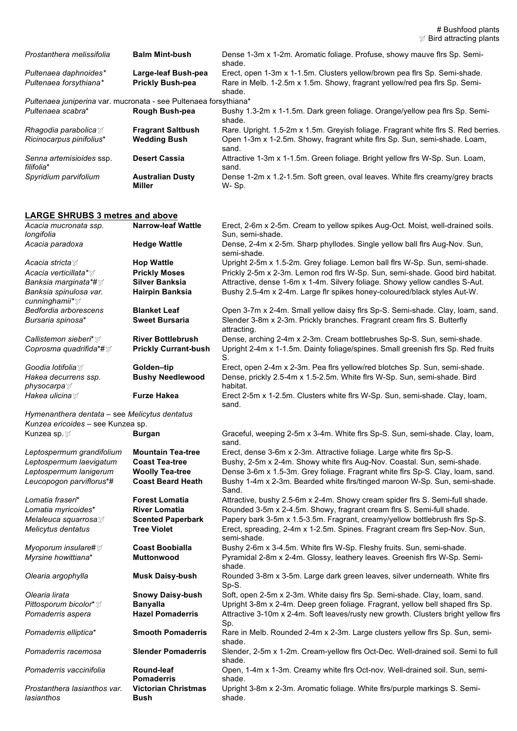# Bushfood plants
🕊 Bird attracting plants

| | | |
|---|---|---|
| *Prostanthera melissifolia* | **Balm Mint-bush** | Dense 1-3m x 1-2m. Aromatic foliage. Profuse, showy mauve flrs Sp. Semi-shade. |
| *Pultenaea daphnoides** | **Large-leaf Bush-pea** | Erect, open 1-3m x 1-1.5m. Clusters yellow/brown pea flrs Sp. Semi-shade. |
| *Pultenaea forsythiana** | **Prickly Bush-pea** | Rare in Melb. 1-2.5m x 1.5m. Showy, fragrant yellow/red pea flrs Sp. Semi-shade. |
| *Pultenaea juniperina* var. mucronata - see Pultenaea forsythiana* | | |
| *Pultenaea scabra** | **Rough Bush-pea** | Bushy 1.3-2m x 1-1.5m. Dark green foliage. Orange/yellow pea flrs Sp. Semi-shade. |
| *Rhagodia parabolica*🕊 | **Fragrant Saltbush** | Rare. Upright. 1.5-2m x 1.5m. Greyish foliage. Fragrant white flrs S. Red berries. |
| *Ricinocarpus pinifolius** | **Wedding Bush** | Open 1-3m x 1-2.5m. Showy, fragrant white flrs Sp. Sun, semi-shade. Loam, sand. |
| *Senna artemisioides* ssp. *filifolia** | **Desert Cassia** | Attractive 1-3m x 1-1.5m. Green foliage. Bright yellow flrs W-Sp. Sun. Loam, sand. |
| *Spyridium parvifolium* | **Australian Dusty Miller** | Dense 1-2m x 1.2-1.5m. Soft green, oval leaves. White flrs creamy/grey bracts W- Sp. |

## LARGE SHRUBS 3 metres and above

| | | |
|---|---|---|
| *Acacia mucronata ssp. longifolia* | **Narrow-leaf Wattle** | Erect, 2-6m x 2-5m. Cream to yellow spikes Aug-Oct. Moist, well-drained soils. Sun, semi-shade. |
| *Acacia paradoxa* | **Hedge Wattle** | Dense, 2-4m x 2-5m. Sharp phyllodes. Single yellow ball flrs Aug-Nov. Sun, semi-shade. |
| *Acacia stricta*🕊 | **Hop Wattle** | Upright 2-5m x 1.5-2m. Grey foliage. Lemon ball flrs W-Sp. Sun, semi-shade. |
| *Acacia verticillata**🕊 | **Prickly Moses** | Prickly 2-5m x 2-3m. Lemon rod flrs W-Sp. Sun, semi-shade. Good bird habitat. |
| *Banksia marginata**#🕊 | **Silver Banksia** | Attractive, dense 1-6m x 1-4m. Silvery foliage. Showy yellow candles S-Aut. |
| *Banksia spinulosa var. cunninghamii**🕊 | **Hairpin Banksia** | Bushy 2.5-4m x 2-4m. Large flr spikes honey-coloured/black styles Aut-W. |
| *Bedfordia arborescens* | **Blanket Leaf** | Open 3-7m x 2-4m. Small yellow daisy flrs Sp-S. Semi-shade. Clay, loam, sand. |
| *Bursaria spinosa** | **Sweet Bursaria** | Slender 3-8m x 2-3m. Prickly branches. Fragrant cream flrs S. Butterfly attracting. |
| *Callistemon sieberi**🕊 | **River Bottlebrush** | Dense, arching 2-4m x 2-3m. Cream bottlebrushes Sp-S. Sun, semi-shade. |
| *Coprosma quadrifida**#🕊 | **Prickly Currant-bush** | Upright 2-4m x 1-1.5m. Dainty foliage/spines. Small greenish flrs Sp. Red fruits S. |
| *Goodia lotifolia*🕊 | **Golden–tip** | Erect, open 2-4m x 2-3m. Pea flrs yellow/red blotches Sp. Sun, semi-shade. |
| *Hakea decurrens ssp. physocarpa*🕊 | **Bushy Needlewood** | Dense, prickly 2.5-4m x 1.5-2.5m. White flrs W-Sp. Sun, semi-shade. Bird habitat. |
| *Hakea ulicina*🕊 | **Furze Hakea** | Erect 2-5m x 1-2.5m. Clusters white flrs W-Sp. Sun, semi-shade. Clay, loam, sand. |
| *Hymenanthera dentata* – see *Melicytus dentatus* | | |
| *Kunzea ericoides* – see Kunzea sp. | | |
| Kunzea sp.🕊 | **Burgan** | Graceful, weeping 2-5m x 3-4m. White flrs Sp-S. Sun, semi-shade. Clay, loam, sand. |
| *Leptospermum grandifolium* | **Mountain Tea-tree** | Erect, dense 3-6m x 2-3m. Attractive foliage. Large white flrs Sp-S. |
| *Leptospermum laevigatum* | **Coast Tea-tree** | Bushy, 2-5m x 2-4m. Showy white flrs Aug-Nov. Coastal. Sun, semi-shade. |
| *Leptospermum lanigerum* | **Woolly Tea-tree** | Dense 3-6m x 1.5-3m. Grey foliage. Fragrant white flrs Sp-S. Clay, loam, sand. |
| *Leucopogon parviflorus**# | **Coast Beard Heath** | Bushy 1-4m x 2-3m. Bearded white flrs/tinged maroon W-Sp. Sun, semi-shade. Sand. |
| *Lomatia fraseri** | **Forest Lomatia** | Attractive, bushy 2.5-6m x 2-4m. Showy cream spider flrs S. Semi-full shade. |
| *Lomatia myricoides** | **River Lomatia** | Rounded 3-5m x 2-4.5m. Showy, fragrant cream flrs S. Semi-full shade. |
| *Melaleuca squarrosa*🕊 | **Scented Paperbark** | Papery bark 3-5m x 1.5-3.5m. Fragrant, creamy/yellow bottlebrush flrs Sp-S. |
| *Melicytus dentatus* | **Tree Violet** | Erect, spreading, 2-4m x 1-2.5m. Spines. Fragrant cream flrs Sep-Nov. Sun, semi-shade. |
| *Myoporum insulare*#🕊 | **Coast Boobialla** | Bushy 2-6m x 3-4.5m. White flrs W-Sp. Fleshy fruits. Sun, semi-shade. |
| *Myrsine howittiana** | **Muttonwood** | Pyramidal 2-8m x 2-4m. Glossy, leathery leaves. Greenish flrs W-Sp. Semi-shade. |
| *Olearia argophylla* | **Musk Daisy-bush** | Rounded 3-8m x 3-5m. Large dark green leaves, silver underneath. White flrs Sp-S. |
| *Olearia lirata* | **Snowy Daisy-bush** | Soft, open 2-5m x 2-3m. White daisy flrs Sp. Semi-shade. Clay, loam, sand. |
| *Pittosporum bicolor**🕊 | **Banyalla** | Upright 3-8m x 2-3m. Deep green foliage. Fragrant, yellow bell shaped flrs Sp. |
| *Pomaderris aspera* | **Hazel Pomaderris** | Attractive 3-10m x 2-4m. Soft leaves/rusty new growth. Clusters bright yellow flrs Sp. |
| *Pomaderris elliptica** | **Smooth Pomaderris** | Rare in Melb. Rounded 2-4m x 2-3m. Large clusters yellow flrs Sp. Sun, semi-shade. |
| *Pomaderris racemosa* | **Slender Pomaderris** | Slender, 2-5m x 1-2m. Cream-yellow flrs Oct-Dec. Well-drained soil. Semi to full shade. |
| *Pomaderris vaccinifolia* | **Round-leaf Pomaderris** | Open, 1-4m x 1-3m. Creamy white flrs Oct-nov. Well-drained soil. Sun, semi-shade. |
| *Prostanthera lasianthos var. lasianthos* | **Victorian Christmas Bush** | Upright 3-8m x 2-3m. Aromatic foliage. White flrs/purple markings S. Semi-shade. |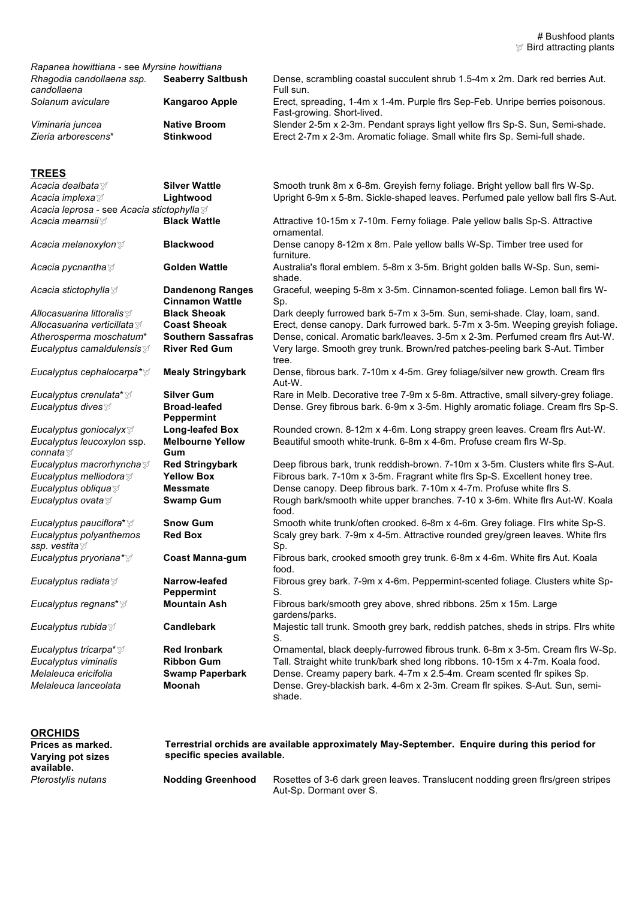# Bushfood plants
🕊 Bird attracting plants

| | | |
|---|---|---|
| *Rapanea howittiana* - see *Myrsine howittiana* | | |
| *Rhagodia candollaena ssp. candollaena* | **Seaberry Saltbush** | Dense, scrambling coastal succulent shrub 1.5-4m x 2m. Dark red berries Aut. Full sun. |
| *Solanum aviculare* | **Kangaroo Apple** | Erect, spreading, 1-4m x 1-4m. Purple flrs Sep-Feb. Unripe berries poisonous. Fast-growing. Short-lived. |
| *Viminaria juncea* | **Native Broom** | Slender 2-5m x 2-3m. Pendant sprays light yellow flrs Sp-S. Sun, Semi-shade. |
| *Zieria arborescens** | **Stinkwood** | Erect 2-7m x 2-3m. Aromatic foliage. Small white flrs Sp. Semi-full shade. |

## TREES

| | | |
|---|---|---|
| *Acacia dealbata*🕊 | **Silver Wattle** | Smooth trunk 8m x 6-8m. Greyish ferny foliage. Bright yellow ball flrs W-Sp. |
| *Acacia implexa*🕊 | **Lightwood** | Upright 6-9m x 5-8m. Sickle-shaped leaves. Perfumed pale yellow ball flrs S-Aut. |
| *Acacia leprosa* - see *Acacia stictophylla*🕊 | | |
| *Acacia mearnsii*🕊 | **Black Wattle** | Attractive 10-15m x 7-10m. Ferny foliage. Pale yellow balls Sp-S. Attractive ornamental. |
| *Acacia melanoxylon*🕊 | **Blackwood** | Dense canopy 8-12m x 8m. Pale yellow balls W-Sp. Timber tree used for furniture. |
| *Acacia pycnantha*🕊 | **Golden Wattle** | Australia's floral emblem. 5-8m x 3-5m. Bright golden balls W-Sp. Sun, semi-shade. |
| *Acacia stictophylla*🕊 | **Dandenong Ranges Cinnamon Wattle** | Graceful, weeping 5-8m x 3-5m. Cinnamon-scented foliage. Lemon ball flrs W-Sp. |
| *Allocasuarina littoralis*🕊 | **Black Sheoak** | Dark deeply furrowed bark 5-7m x 3-5m. Sun, semi-shade. Clay, loam, sand. |
| *Allocasuarina verticillata*🕊 | **Coast Sheoak** | Erect, dense canopy. Dark furrowed bark. 5-7m x 3-5m. Weeping greyish foliage. |
| *Atherosperma moschatum** | **Southern Sassafras** | Dense, conical. Aromatic bark/leaves. 3-5m x 2-3m. Perfumed cream flrs Aut-W. |
| *Eucalyptus camaldulensis*🕊 | **River Red Gum** | Very large. Smooth grey trunk. Brown/red patches-peeling bark S-Aut. Timber tree. |
| *Eucalyptus cephalocarpa**🕊 | **Mealy Stringybark** | Dense, fibrous bark. 7-10m x 4-5m. Grey foliage/silver new growth. Cream flrs Aut-W. |
| *Eucalyptus crenulata**🕊 | **Silver Gum** | Rare in Melb. Decorative tree 7-9m x 5-8m. Attractive, small silvery-grey foliage. |
| *Eucalyptus dives*🕊 | **Broad-leafed Peppermint** | Dense. Grey fibrous bark. 6-9m x 3-5m. Highly aromatic foliage. Cream flrs Sp-S. |
| *Eucalyptus goniocalyx*🕊 | **Long-leafed Box** | Rounded crown. 8-12m x 4-6m. Long strappy green leaves. Cream flrs Aut-W. |
| *Eucalyptus leucoxylon ssp. connata*🕊 | **Melbourne Yellow Gum** | Beautiful smooth white-trunk. 6-8m x 4-6m. Profuse cream flrs W-Sp. |
| *Eucalyptus macrorhyncha*🕊 | **Red Stringybark** | Deep fibrous bark, trunk reddish-brown. 7-10m x 3-5m. Clusters white flrs S-Aut. |
| *Eucalyptus melliodora*🕊 | **Yellow Box** | Fibrous bark. 7-10m x 3-5m. Fragrant white flrs Sp-S. Excellent honey tree. |
| *Eucalyptus obliqua*🕊 | **Messmate** | Dense canopy. Deep fibrous bark. 7-10m x 4-7m. Profuse white flrs S. |
| *Eucalyptus ovata*🕊 | **Swamp Gum** | Rough bark/smooth white upper branches. 7-10 x 3-6m. White flrs Aut-W. Koala food. |
| *Eucalyptus pauciflora**🕊 | **Snow Gum** | Smooth white trunk/often crooked. 6-8m x 4-6m. Grey foliage. Flrs white Sp-S. |
| *Eucalyptus polyanthemos ssp. vestita*🕊 | **Red Box** | Scaly grey bark. 7-9m x 4-5m. Attractive rounded grey/green leaves. White flrs Sp. |
| *Eucalyptus pryoriana**🕊 | **Coast Manna-gum** | Fibrous bark, crooked smooth grey trunk. 6-8m x 4-6m. White flrs Aut. Koala food. |
| *Eucalyptus radiata*🕊 | **Narrow-leafed Peppermint** | Fibrous grey bark. 7-9m x 4-6m. Peppermint-scented foliage. Clusters white Sp-S. |
| *Eucalyptus regnans**🕊 | **Mountain Ash** | Fibrous bark/smooth grey above, shred ribbons. 25m x 15m. Large gardens/parks. |
| *Eucalyptus rubida*🕊 | **Candlebark** | Majestic tall trunk. Smooth grey bark, reddish patches, sheds in strips. Flrs white S. |
| *Eucalyptus tricarpa**🕊 | **Red Ironbark** | Ornamental, black deeply-furrowed fibrous trunk. 6-8m x 3-5m. Cream flrs W-Sp. |
| *Eucalyptus viminalis* | **Ribbon Gum** | Tall. Straight white trunk/bark shed long ribbons. 10-15m x 4-7m. Koala food. |
| *Melaleuca ericifolia* | **Swamp Paperbark** | Dense. Creamy papery bark. 4-7m x 2.5-4m. Cream scented flr spikes Sp. |
| *Melaleuca lanceolata* | **Moonah** | Dense. Grey-blackish bark. 4-6m x 2-3m. Cream flr spikes. S-Aut. Sun, semi-shade. |

## ORCHIDS

**Prices as marked. Varying pot sizes available.**

**Terrestrial orchids are available approximately May-September. Enquire during this period for specific species available.**

| | | |
|---|---|---|
| *Pterostylis nutans* | **Nodding Greenhood** | Rosettes of 3-6 dark green leaves. Translucent nodding green flrs/green stripes Aut-Sp. Dormant over S. |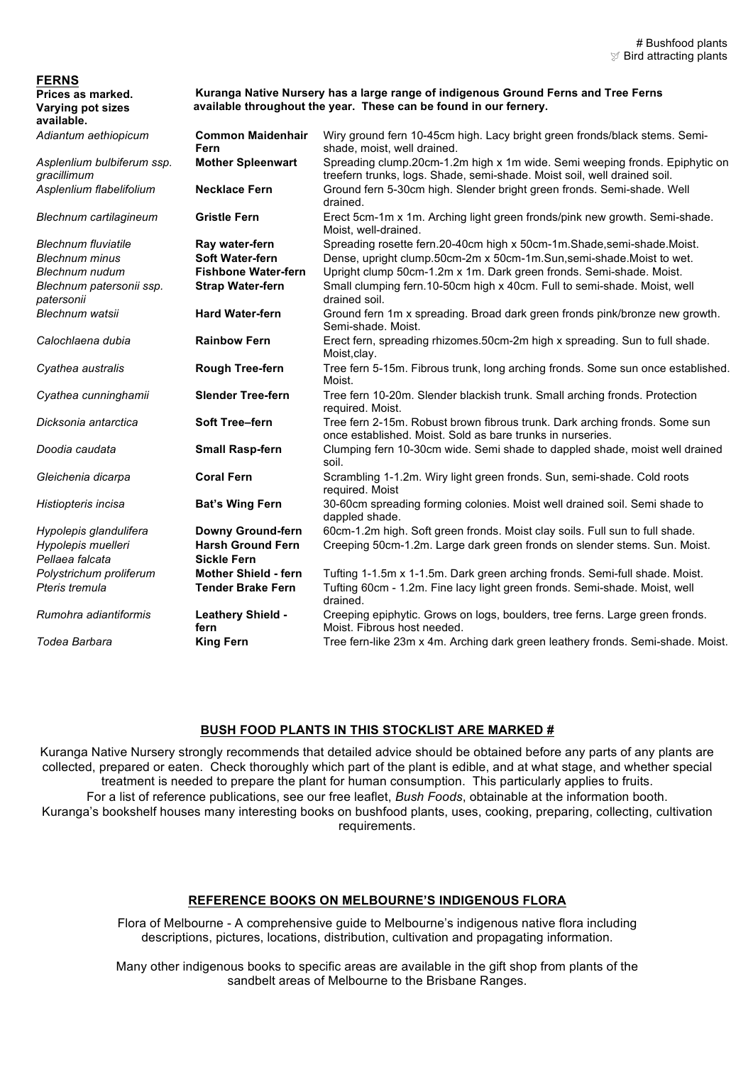# Bushfood plants
🕊 Bird attracting plants

**FERNS**

| | | |
|---|---|---|
| **Prices as marked. Varying pot sizes available.** | **Kuranga Native Nursery has a large range of indigenous Ground Ferns and Tree Ferns available throughout the year. These can be found in our fernery.** | |
| *Adiantum aethiopicum* | **Common Maidenhair Fern** | Wiry ground fern 10-45cm high. Lacy bright green fronds/black stems. Semi-shade, moist, well drained. |
| *Asplenlium bulbiferum ssp. gracillimum* | **Mother Spleenwart** | Spreading clump.20cm-1.2m high x 1m wide. Semi weeping fronds. Epiphytic on treefern trunks, logs. Shade, semi-shade. Moist soil, well drained soil. |
| *Asplenlium flabelifolium* | **Necklace Fern** | Ground fern 5-30cm high. Slender bright green fronds. Semi-shade. Well drained. |
| *Blechnum cartilagineum* | **Gristle Fern** | Erect 5cm-1m x 1m. Arching light green fronds/pink new growth. Semi-shade. Moist, well-drained. |
| *Blechnum fluviatile* | **Ray water-fern** | Spreading rosette fern.20-40cm high x 50cm-1m.Shade,semi-shade.Moist. |
| *Blechnum minus* | **Soft Water-fern** | Dense, upright clump.50cm-2m x 50cm-1m.Sun,semi-shade.Moist to wet. |
| *Blechnum nudum* | **Fishbone Water-fern** | Upright clump 50cm-1.2m x 1m. Dark green fronds. Semi-shade. Moist. |
| *Blechnum patersonii ssp. patersonii* | **Strap Water-fern** | Small clumping fern.10-50cm high x 40cm. Full to semi-shade. Moist, well drained soil. |
| *Blechnum watsii* | **Hard Water-fern** | Ground fern 1m x spreading. Broad dark green fronds pink/bronze new growth. Semi-shade. Moist. |
| *Calochlaena dubia* | **Rainbow Fern** | Erect fern, spreading rhizomes.50cm-2m high x spreading. Sun to full shade. Moist,clay. |
| *Cyathea australis* | **Rough Tree-fern** | Tree fern 5-15m. Fibrous trunk, long arching fronds. Some sun once established. Moist. |
| *Cyathea cunninghamii* | **Slender Tree-fern** | Tree fern 10-20m. Slender blackish trunk. Small arching fronds. Protection required. Moist. |
| *Dicksonia antarctica* | **Soft Tree–fern** | Tree fern 2-15m. Robust brown fibrous trunk. Dark arching fronds. Some sun once established. Moist. Sold as bare trunks in nurseries. |
| *Doodia caudata* | **Small Rasp-fern** | Clumping fern 10-30cm wide. Semi shade to dappled shade, moist well drained soil. |
| *Gleichenia dicarpa* | **Coral Fern** | Scrambling 1-1.2m. Wiry light green fronds. Sun, semi-shade. Cold roots required. Moist |
| *Histiopteris incisa* | **Bat's Wing Fern** | 30-60cm spreading forming colonies. Moist well drained soil. Semi shade to dappled shade. |
| *Hypolepis glandulifera* | **Downy Ground-fern** | 60cm-1.2m high. Soft green fronds. Moist clay soils. Full sun to full shade. |
| *Hypolepis muelleri* | **Harsh Ground Fern** | Creeping 50cm-1.2m. Large dark green fronds on slender stems. Sun. Moist. |
| *Pellaea falcata* | **Sickle Fern** | |
| *Polystrichum proliferum* | **Mother Shield - fern** | Tufting 1-1.5m x 1-1.5m. Dark green arching fronds. Semi-full shade. Moist. |
| *Pteris tremula* | **Tender Brake Fern** | Tufting 60cm - 1.2m. Fine lacy light green fronds. Semi-shade. Moist, well drained. |
| *Rumohra adiantiformis* | **Leathery Shield - fern** | Creeping epiphytic. Grows on logs, boulders, tree ferns. Large green fronds. Moist. Fibrous host needed. |
| *Todea Barbara* | **King Fern** | Tree fern-like 23m x 4m. Arching dark green leathery fronds. Semi-shade. Moist. |

## BUSH FOOD PLANTS IN THIS STOCKLIST ARE MARKED #

Kuranga Native Nursery strongly recommends that detailed advice should be obtained before any parts of any plants are collected, prepared or eaten. Check thoroughly which part of the plant is edible, and at what stage, and whether special treatment is needed to prepare the plant for human consumption. This particularly applies to fruits.
For a list of reference publications, see our free leaflet, *Bush Foods*, obtainable at the information booth.
Kuranga's bookshelf houses many interesting books on bushfood plants, uses, cooking, preparing, collecting, cultivation requirements.

## REFERENCE BOOKS ON MELBOURNE'S INDIGENOUS FLORA

Flora of Melbourne - A comprehensive guide to Melbourne's indigenous native flora including descriptions, pictures, locations, distribution, cultivation and propagating information.

Many other indigenous books to specific areas are available in the gift shop from plants of the sandbelt areas of Melbourne to the Brisbane Ranges.